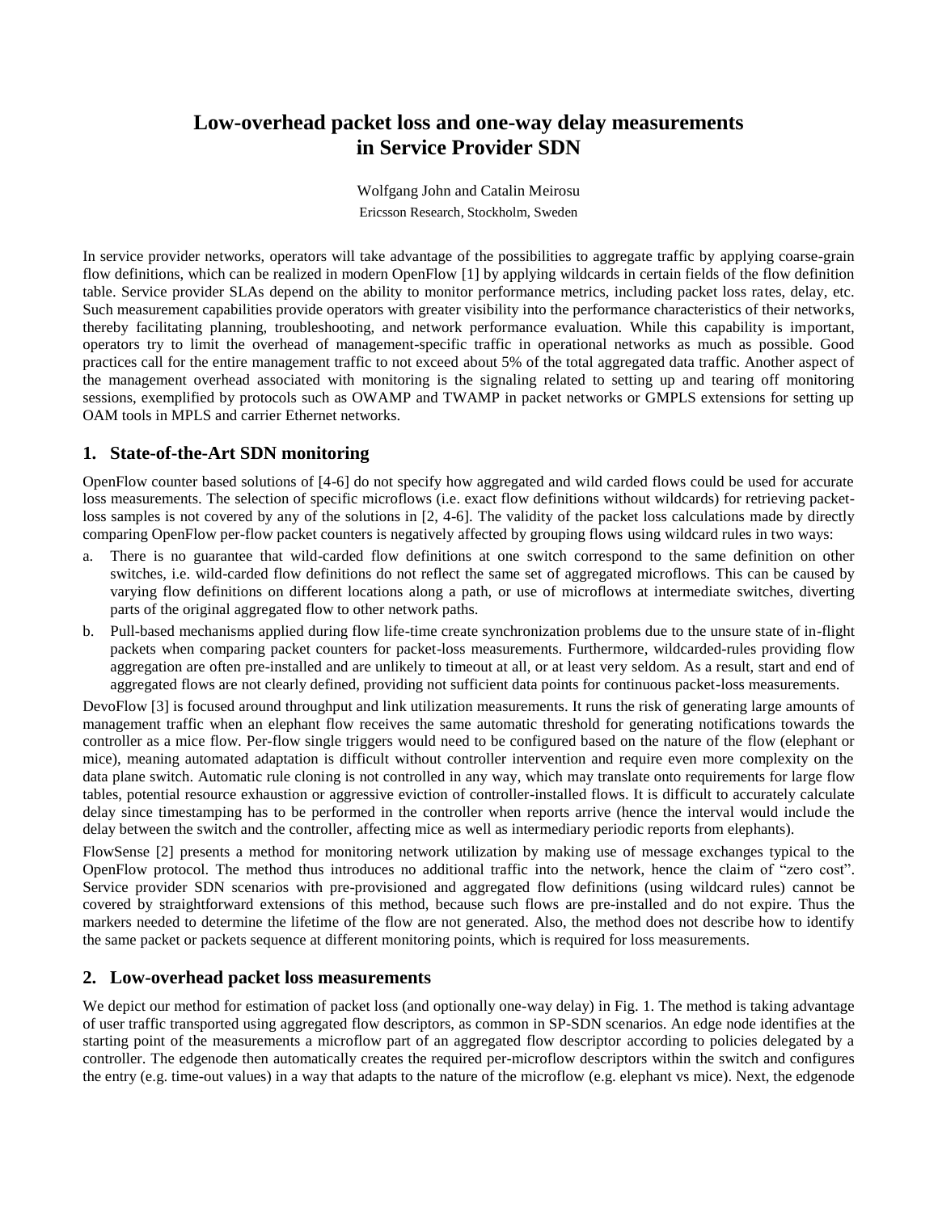# Low-overhead packet loss and one-way delay measurements in Service Provider SDN

Wolfgang John and Catalin Meirosu

Ericsson Research, Stockholm, Sweden

In service provider networks, operators will take advantage of the possibilities to aggregate traffic by applying coarse-grain flow definitions, which can be realized in modern OpenFlow [1] by applying wildcards in certain fields of the flow definition table. Service provider SLAs depend on the ability to monitor performance metrics, including packet loss rates, delay, etc. Such measurement capabilities provide operators with greater visibility into the performance characteristics of their networks, thereby facilitating planning, troubleshooting, and network performance evaluation. While this capability is important, operators try to limit the overhead of management-specific traffic in operational networks as much as possible. Good practices call for the entire management traffic to not exceed about 5% of the total aggregated data traffic. Another aspect of the management overhead associated with monitoring is the signaling related to setting up and tearing off monitoring sessions, exemplified by protocols such as OWAMP and TWAMP in packet networks or GMPLS extensions for setting up OAM tools in MPLS and carrier Ethernet networks.

## 1. State-of-the-Art SDN monitoring

OpenFlow counter based solutions of [4-6] do not specify how aggregated and wild carded flows could be used for accurate loss measurements. The selection of specific microflows (i.e. exact flow definitions without wildcards) for retrieving packet-loss samples is not covered by any of the solutions in [2, 4-6]. The validity of the packet loss calculations made by directly comparing OpenFlow per-flow packet counters is negatively affected by grouping flows using wildcard rules in two ways:

a. There is no guarantee that wild-carded flow definitions at one switch correspond to the same definition on other switches, i.e. wild-carded flow definitions do not reflect the same set of aggregated microflows. This can be caused by varying flow definitions on different locations along a path, or use of microflows at intermediate switches, diverting parts of the original aggregated flow to other network paths.
b. Pull-based mechanisms applied during flow life-time create synchronization problems due to the unsure state of in-flight packets when comparing packet counters for packet-loss measurements. Furthermore, wildcarded-rules providing flow aggregation are often pre-installed and are unlikely to timeout at all, or at least very seldom. As a result, start and end of aggregated flows are not clearly defined, providing not sufficient data points for continuous packet-loss measurements.

DevoFlow [3] is focused around throughput and link utilization measurements. It runs the risk of generating large amounts of management traffic when an elephant flow receives the same automatic threshold for generating notifications towards the controller as a mice flow. Per-flow single triggers would need to be configured based on the nature of the flow (elephant or mice), meaning automated adaptation is difficult without controller intervention and require even more complexity on the data plane switch. Automatic rule cloning is not controlled in any way, which may translate onto requirements for large flow tables, potential resource exhaustion or aggressive eviction of controller-installed flows. It is difficult to accurately calculate delay since timestamping has to be performed in the controller when reports arrive (hence the interval would include the delay between the switch and the controller, affecting mice as well as intermediary periodic reports from elephants).

FlowSense [2] presents a method for monitoring network utilization by making use of message exchanges typical to the OpenFlow protocol. The method thus introduces no additional traffic into the network, hence the claim of "zero cost". Service provider SDN scenarios with pre-provisioned and aggregated flow definitions (using wildcard rules) cannot be covered by straightforward extensions of this method, because such flows are pre-installed and do not expire. Thus the markers needed to determine the lifetime of the flow are not generated. Also, the method does not describe how to identify the same packet or packets sequence at different monitoring points, which is required for loss measurements.

## 2. Low-overhead packet loss measurements

We depict our method for estimation of packet loss (and optionally one-way delay) in Fig. 1. The method is taking advantage of user traffic transported using aggregated flow descriptors, as common in SP-SDN scenarios. An edge node identifies at the starting point of the measurements a microflow part of an aggregated flow descriptor according to policies delegated by a controller. The edgenode then automatically creates the required per-microflow descriptors within the switch and configures the entry (e.g. time-out values) in a way that adapts to the nature of the microflow (e.g. elephant vs mice). Next, the edgenode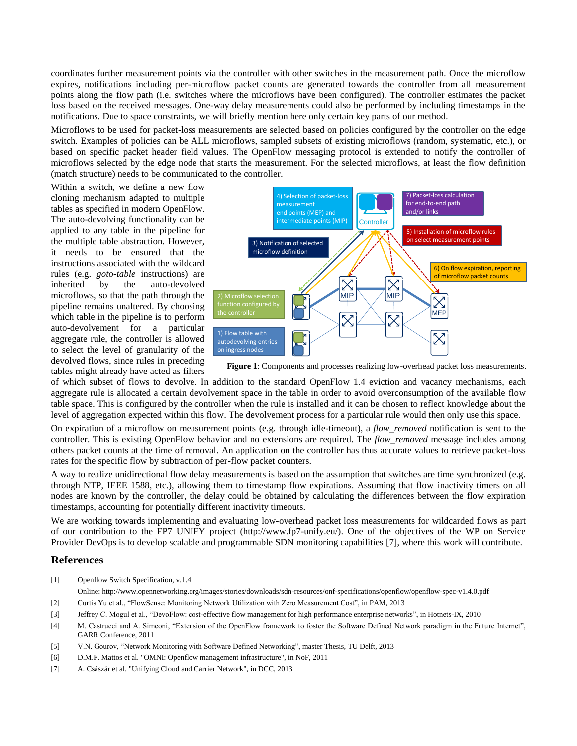coordinates further measurement points via the controller with other switches in the measurement path. Once the microflow expires, notifications including per-microflow packet counts are generated towards the controller from all measurement points along the flow path (i.e. switches where the microflows have been configured). The controller estimates the packet loss based on the received messages. One-way delay measurements could also be performed by including timestamps in the notifications. Due to space constraints, we will briefly mention here only certain key parts of our method.

Microflows to be used for packet-loss measurements are selected based on policies configured by the controller on the edge switch. Examples of policies can be ALL microflows, sampled subsets of existing microflows (random, systematic, etc.), or based on specific packet header field values. The OpenFlow messaging protocol is extended to notify the controller of microflows selected by the edge node that starts the measurement. For the selected microflows, at least the flow definition (match structure) needs to be communicated to the controller.

Within a switch, we define a new flow cloning mechanism adapted to multiple tables as specified in modern OpenFlow. The auto-devolving functionality can be applied to any table in the pipeline for the multiple table abstraction. However, it needs to be ensured that the instructions associated with the wildcard rules (e.g. *goto-table* instructions) are inherited by the auto-devolved microflows, so that the path through the pipeline remains unaltered. By choosing which table in the pipeline is to perform auto-devolvement for a particular aggregate rule, the controller is allowed to select the level of granularity of the devolved flows, since rules in preceding tables might already have acted as filters of which subset of flows to devolve. In addition to the standard OpenFlow 1.4 eviction and vacancy mechanisms, each aggregate rule is allocated a certain devolvement space in the table in order to avoid overconsumption of the available flow table space. This is configured by the controller when the rule is installed and it can be chosen to reflect knowledge about the level of aggregation expected within this flow. The devolvement process for a particular rule would then only use this space.

4) Selection of packet-loss measurement end points (MEP) and intermediate points (MIP)

Controller

7) Packet-loss calculation for end-to-end path and/or links

5) Installation of microflow rules on select measurement points

3) Notification of selected microflow definition

6) On flow expiration, reporting of microflow packet counts

2) Microflow selection function configured by the controller

1) Flow table with autodevolving entries on ingress nodes

MIP

MIP

MEP

**Figure 1**: Components and processes realizing low-overhead packet loss measurements.

On expiration of a microflow on measurement points (e.g. through idle-timeout), a *flow_removed* notification is sent to the controller. This is existing OpenFlow behavior and no extensions are required. The *flow_removed* message includes among others packet counts at the time of removal. An application on the controller has thus accurate values to retrieve packet-loss rates for the specific flow by subtraction of per-flow packet counters.

A way to realize unidirectional flow delay measurements is based on the assumption that switches are time synchronized (e.g. through NTP, IEEE 1588, etc.), allowing them to timestamp flow expirations. Assuming that flow inactivity timers on all nodes are known by the controller, the delay could be obtained by calculating the differences between the flow expiration timestamps, accounting for potentially different inactivity timeouts.

We are working towards implementing and evaluating low-overhead packet loss measurements for wildcarded flows as part of our contribution to the FP7 UNIFY project (http://www.fp7-unify.eu/). One of the objectives of the WP on Service Provider DevOps is to develop scalable and programmable SDN monitoring capabilities [7], where this work will contribute.

## References

[1] Openflow Switch Specification, v.1.4. Online: http://www.opennetworking.org/images/stories/downloads/sdn-resources/onf-specifications/openflow/openflow-spec-v1.4.0.pdf

[2] Curtis Yu et al., "FlowSense: Monitoring Network Utilization with Zero Measurement Cost", in PAM, 2013

[3] Jeffrey C. Mogul et al., "DevoFlow: cost-effective flow management for high performance enterprise networks", in Hotnets-IX, 2010

[4] M. Castrucci and A. Simeoni, "Extension of the OpenFlow framework to foster the Software Defined Network paradigm in the Future Internet", GARR Conference, 2011

[5] V.N. Gourov, "Network Monitoring with Software Defined Networking", master Thesis, TU Delft, 2013

[6] D.M.F. Mattos et al. "OMNI: Openflow management infrastructure", in NoF, 2011

[7] A. Császár et al. "Unifying Cloud and Carrier Network", in DCC, 2013